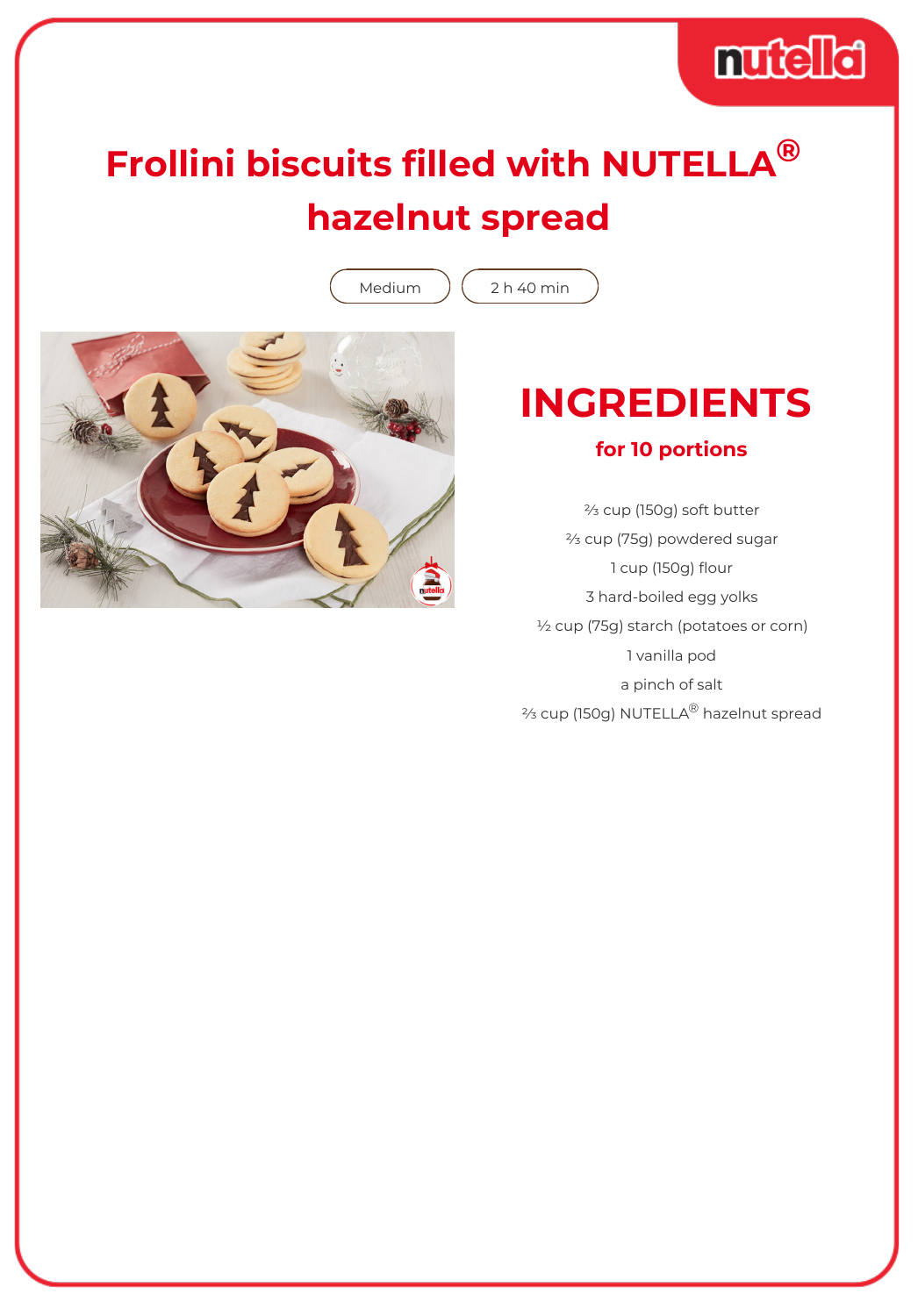# Frollini biscuits filled with NUTELLA® hazelnut spread

Medium | 2 h 40 min

## INGREDIENTS

### for 10 portions

⅔ cup (150g) soft butter

⅔ cup (75g) powdered sugar

1 cup (150g) flour

3 hard-boiled egg yolks

½ cup (75g) starch (potatoes or corn)

1 vanilla pod

a pinch of salt

⅔ cup (150g) NUTELLA® hazelnut spread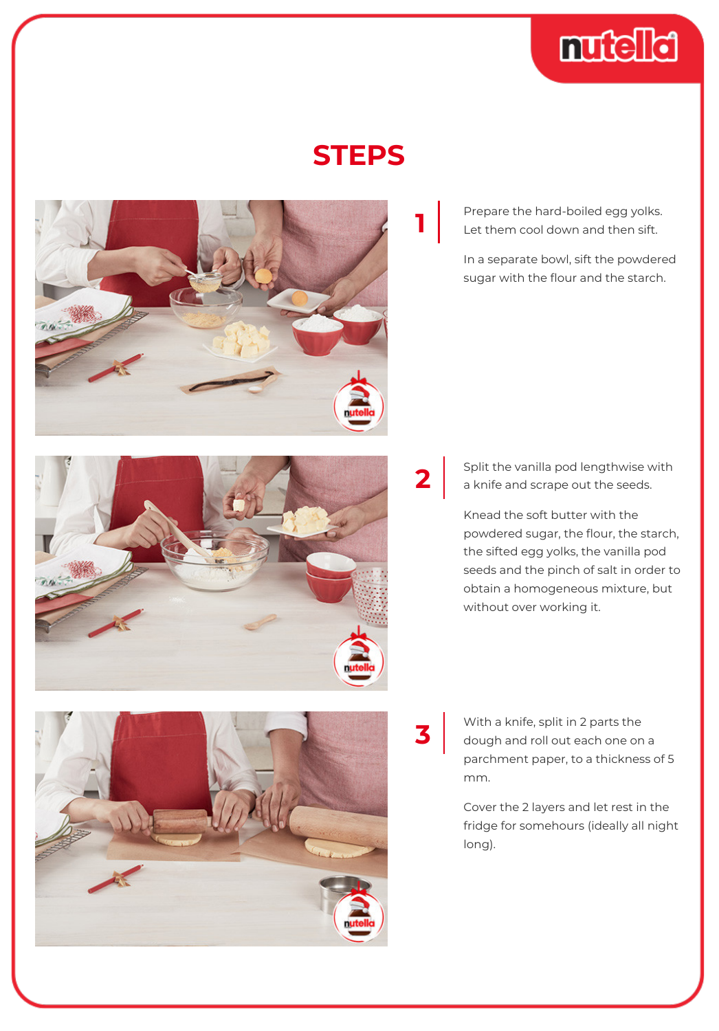# STEPS

**1**

Prepare the hard-boiled egg yolks. Let them cool down and then sift.

In a separate bowl, sift the powdered sugar with the flour and the starch.

**2**

Split the vanilla pod lengthwise with a knife and scrape out the seeds.

Knead the soft butter with the powdered sugar, the flour, the starch, the sifted egg yolks, the vanilla pod seeds and the pinch of salt in order to obtain a homogeneous mixture, but without over working it.

**3**

With a knife, split in 2 parts the dough and roll out each one on a parchment paper, to a thickness of 5 mm.

Cover the 2 layers and let rest in the fridge for somehours (ideally all night long).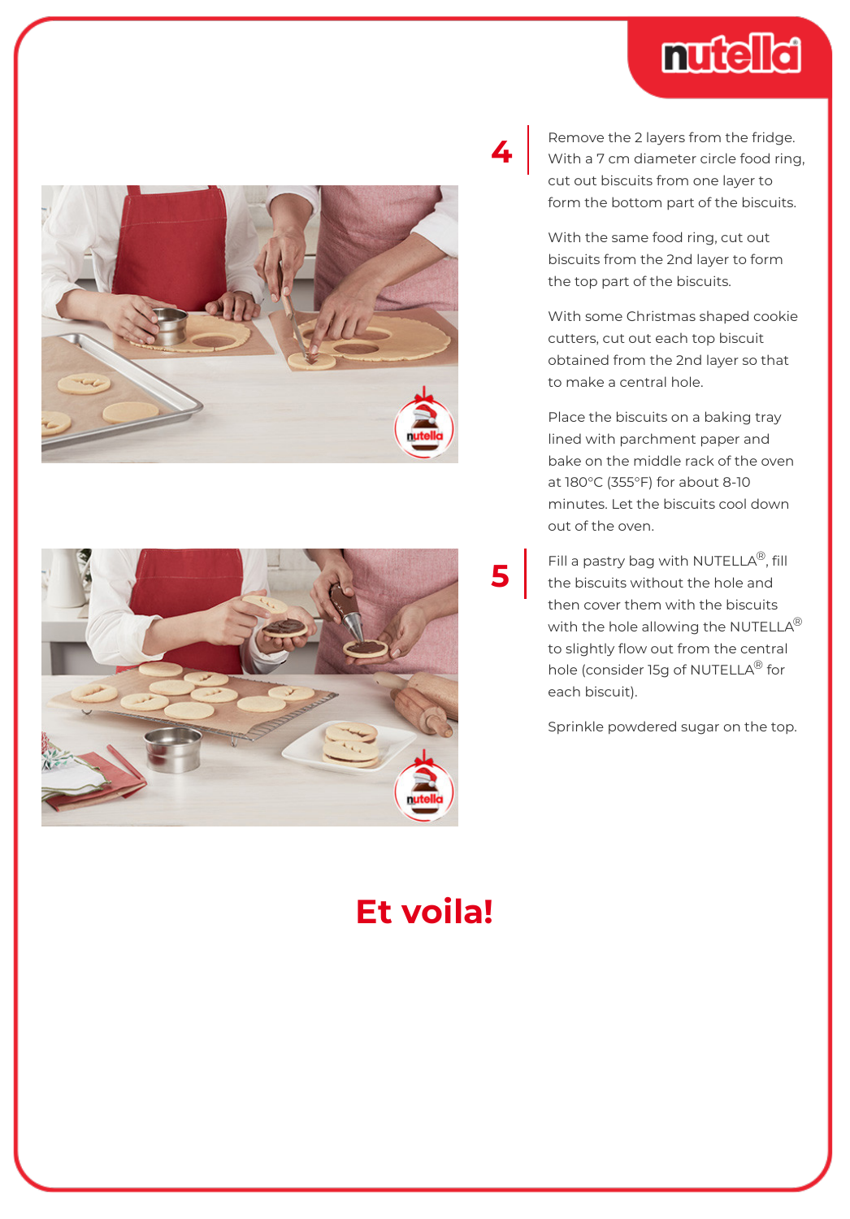4

Remove the 2 layers from the fridge. With a 7 cm diameter circle food ring, cut out biscuits from one layer to form the bottom part of the biscuits.

With the same food ring, cut out biscuits from the 2nd layer to form the top part of the biscuits.

With some Christmas shaped cookie cutters, cut out each top biscuit obtained from the 2nd layer so that to make a central hole.

Place the biscuits on a baking tray lined with parchment paper and bake on the middle rack of the oven at 180°C (355°F) for about 8-10 minutes. Let the biscuits cool down out of the oven.

5

Fill a pastry bag with NUTELLA®, fill the biscuits without the hole and then cover them with the biscuits with the hole allowing the NUTELLA® to slightly flow out from the central hole (consider 15g of NUTELLA® for each biscuit).

Sprinkle powdered sugar on the top.

# Et voila!